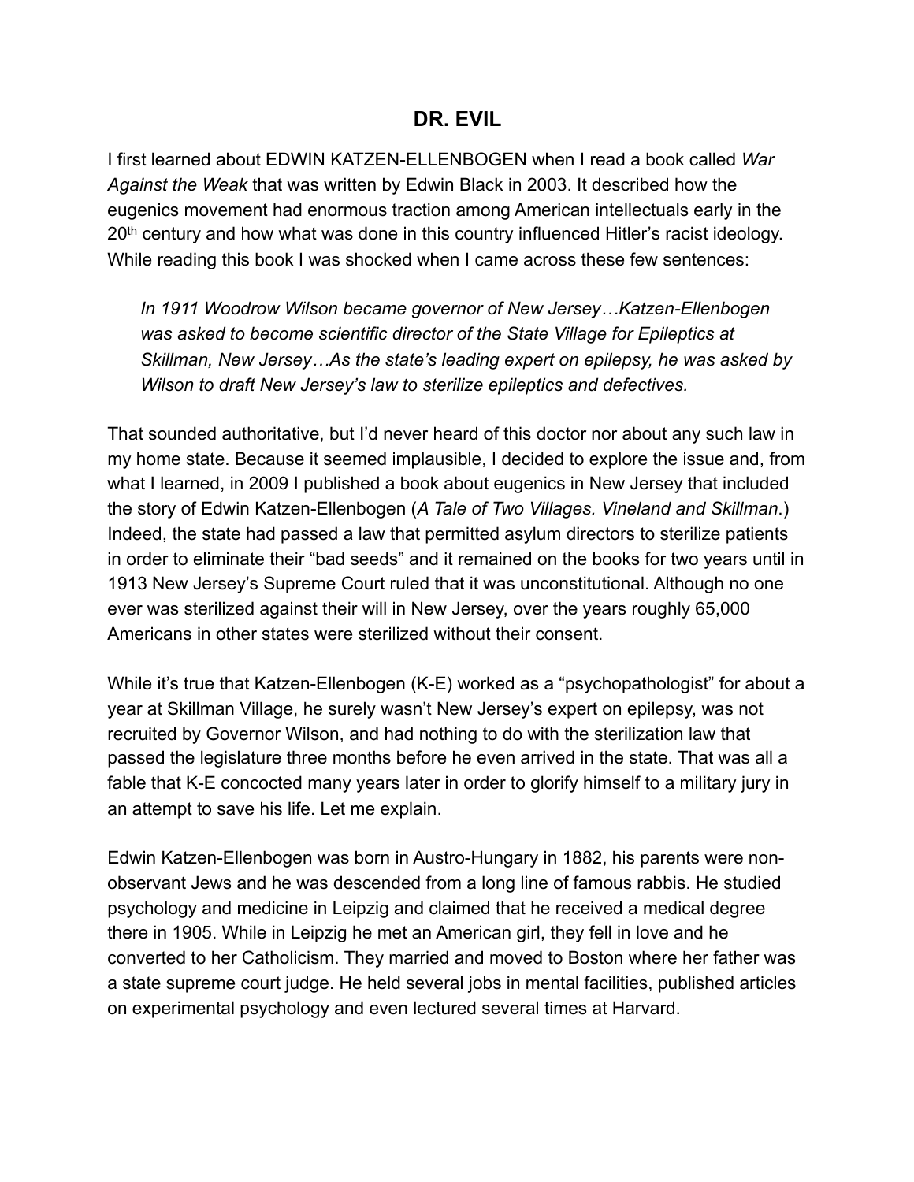# DR. EVIL

I first learned about EDWIN KATZEN-ELLENBOGEN when I read a book called *War Against the Weak* that was written by Edwin Black in 2003. It described how the eugenics movement had enormous traction among American intellectuals early in the 20th century and how what was done in this country influenced Hitler's racist ideology. While reading this book I was shocked when I came across these few sentences:

> *In 1911 Woodrow Wilson became governor of New Jersey…Katzen-Ellenbogen was asked to become scientific director of the State Village for Epileptics at Skillman, New Jersey…As the state's leading expert on epilepsy, he was asked by Wilson to draft New Jersey's law to sterilize epileptics and defectives.*

That sounded authoritative, but I'd never heard of this doctor nor about any such law in my home state. Because it seemed implausible, I decided to explore the issue and, from what I learned, in 2009 I published a book about eugenics in New Jersey that included the story of Edwin Katzen-Ellenbogen (*A Tale of Two Villages. Vineland and Skillman*.) Indeed, the state had passed a law that permitted asylum directors to sterilize patients in order to eliminate their "bad seeds" and it remained on the books for two years until in 1913 New Jersey's Supreme Court ruled that it was unconstitutional. Although no one ever was sterilized against their will in New Jersey, over the years roughly 65,000 Americans in other states were sterilized without their consent.

While it's true that Katzen-Ellenbogen (K-E) worked as a "psychopathologist" for about a year at Skillman Village, he surely wasn't New Jersey's expert on epilepsy, was not recruited by Governor Wilson, and had nothing to do with the sterilization law that passed the legislature three months before he even arrived in the state. That was all a fable that K-E concocted many years later in order to glorify himself to a military jury in an attempt to save his life. Let me explain.

Edwin Katzen-Ellenbogen was born in Austro-Hungary in 1882, his parents were non-observant Jews and he was descended from a long line of famous rabbis. He studied psychology and medicine in Leipzig and claimed that he received a medical degree there in 1905. While in Leipzig he met an American girl, they fell in love and he converted to her Catholicism. They married and moved to Boston where her father was a state supreme court judge. He held several jobs in mental facilities, published articles on experimental psychology and even lectured several times at Harvard.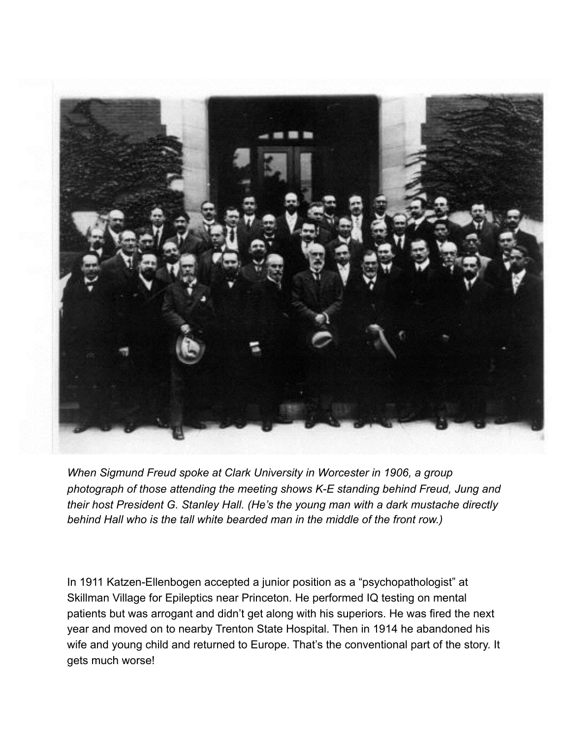*When Sigmund Freud spoke at Clark University in Worcester in 1906, a group photograph of those attending the meeting shows K-E standing behind Freud, Jung and their host President G. Stanley Hall. (He's the young man with a dark mustache directly behind Hall who is the tall white bearded man in the middle of the front row.)*

In 1911 Katzen-Ellenbogen accepted a junior position as a "psychopathologist" at Skillman Village for Epileptics near Princeton. He performed IQ testing on mental patients but was arrogant and didn't get along with his superiors. He was fired the next year and moved on to nearby Trenton State Hospital. Then in 1914 he abandoned his wife and young child and returned to Europe. That's the conventional part of the story. It gets much worse!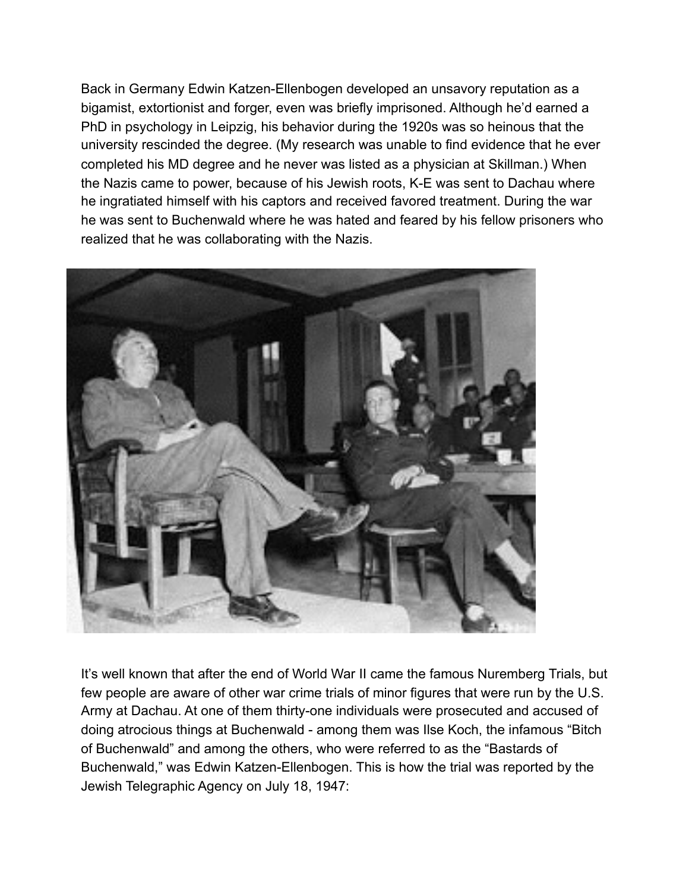Back in Germany Edwin Katzen-Ellenbogen developed an unsavory reputation as a bigamist, extortionist and forger, even was briefly imprisoned. Although he'd earned a PhD in psychology in Leipzig, his behavior during the 1920s was so heinous that the university rescinded the degree. (My research was unable to find evidence that he ever completed his MD degree and he never was listed as a physician at Skillman.) When the Nazis came to power, because of his Jewish roots, K-E was sent to Dachau where he ingratiated himself with his captors and received favored treatment. During the war he was sent to Buchenwald where he was hated and feared by his fellow prisoners who realized that he was collaborating with the Nazis.

It's well known that after the end of World War II came the famous Nuremberg Trials, but few people are aware of other war crime trials of minor figures that were run by the U.S. Army at Dachau. At one of them thirty-one individuals were prosecuted and accused of doing atrocious things at Buchenwald - among them was Ilse Koch, the infamous "Bitch of Buchenwald" and among the others, who were referred to as the "Bastards of Buchenwald," was Edwin Katzen-Ellenbogen. This is how the trial was reported by the Jewish Telegraphic Agency on July 18, 1947: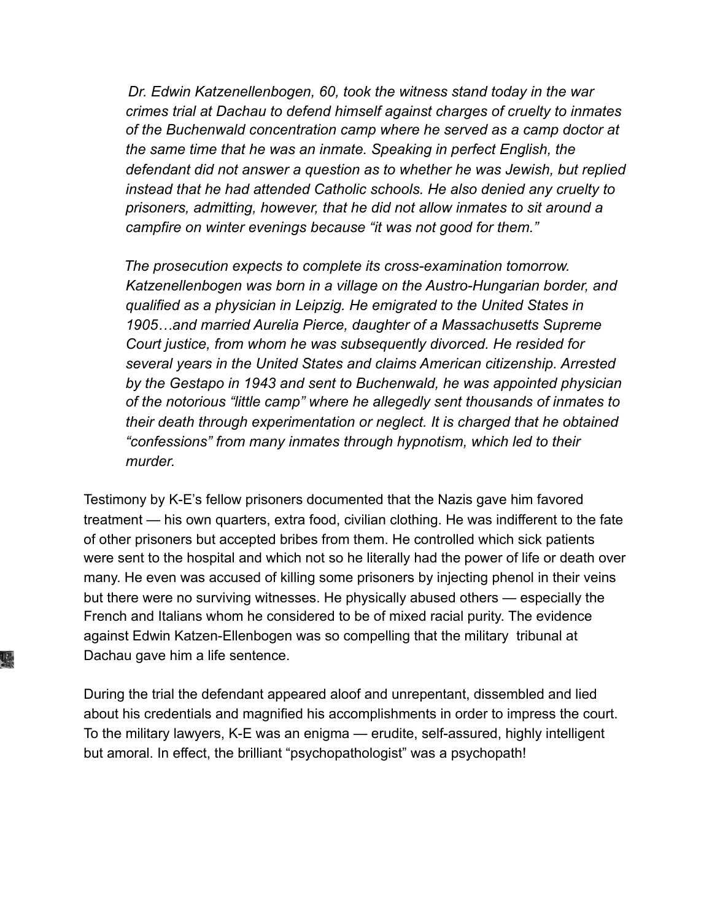> *Dr. Edwin Katzenellenbogen, 60, took the witness stand today in the war crimes trial at Dachau to defend himself against charges of cruelty to inmates of the Buchenwald concentration camp where he served as a camp doctor at the same time that he was an inmate. Speaking in perfect English, the defendant did not answer a question as to whether he was Jewish, but replied instead that he had attended Catholic schools. He also denied any cruelty to prisoners, admitting, however, that he did not allow inmates to sit around a campfire on winter evenings because "it was not good for them."*
>
> *The prosecution expects to complete its cross-examination tomorrow. Katzenellenbogen was born in a village on the Austro-Hungarian border, and qualified as a physician in Leipzig. He emigrated to the United States in 1905…and married Aurelia Pierce, daughter of a Massachusetts Supreme Court justice, from whom he was subsequently divorced. He resided for several years in the United States and claims American citizenship. Arrested by the Gestapo in 1943 and sent to Buchenwald, he was appointed physician of the notorious "little camp" where he allegedly sent thousands of inmates to their death through experimentation or neglect. It is charged that he obtained "confessions" from many inmates through hypnotism, which led to their murder.*

Testimony by K-E's fellow prisoners documented that the Nazis gave him favored treatment — his own quarters, extra food, civilian clothing. He was indifferent to the fate of other prisoners but accepted bribes from them. He controlled which sick patients were sent to the hospital and which not so he literally had the power of life or death over many. He even was accused of killing some prisoners by injecting phenol in their veins but there were no surviving witnesses. He physically abused others — especially the French and Italians whom he considered to be of mixed racial purity. The evidence against Edwin Katzen-Ellenbogen was so compelling that the military tribunal at Dachau gave him a life sentence.

During the trial the defendant appeared aloof and unrepentant, dissembled and lied about his credentials and magnified his accomplishments in order to impress the court. To the military lawyers, K-E was an enigma — erudite, self-assured, highly intelligent but amoral. In effect, the brilliant "psychopathologist" was a psychopath!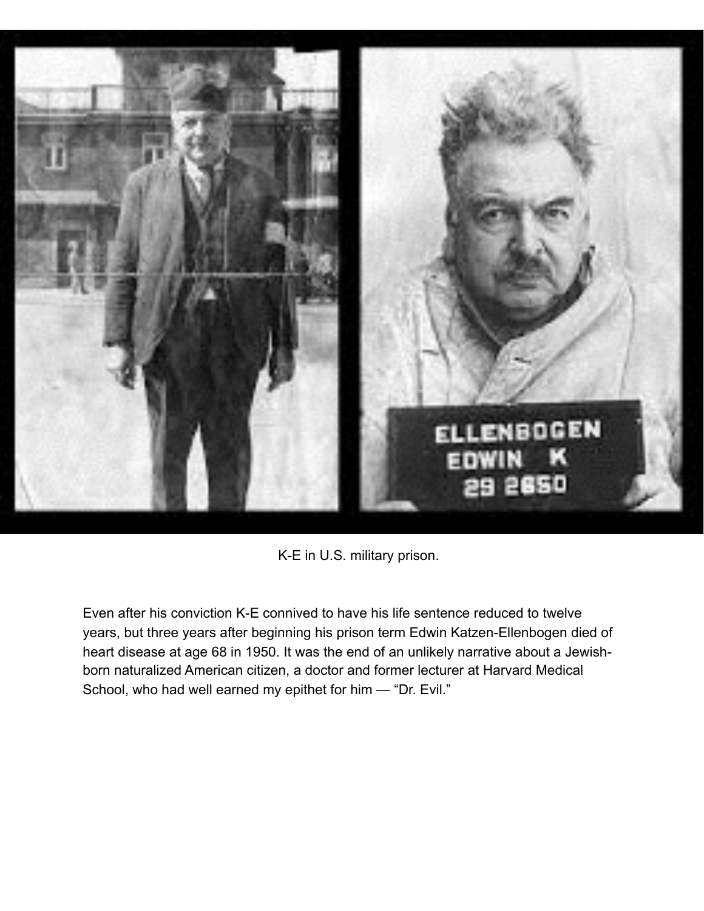K-E in U.S. military prison.

Even after his conviction K-E connived to have his life sentence reduced to twelve years, but three years after beginning his prison term Edwin Katzen-Ellenbogen died of heart disease at age 68 in 1950. It was the end of an unlikely narrative about a Jewish-born naturalized American citizen, a doctor and former lecturer at Harvard Medical School, who had well earned my epithet for him — “Dr. Evil.”